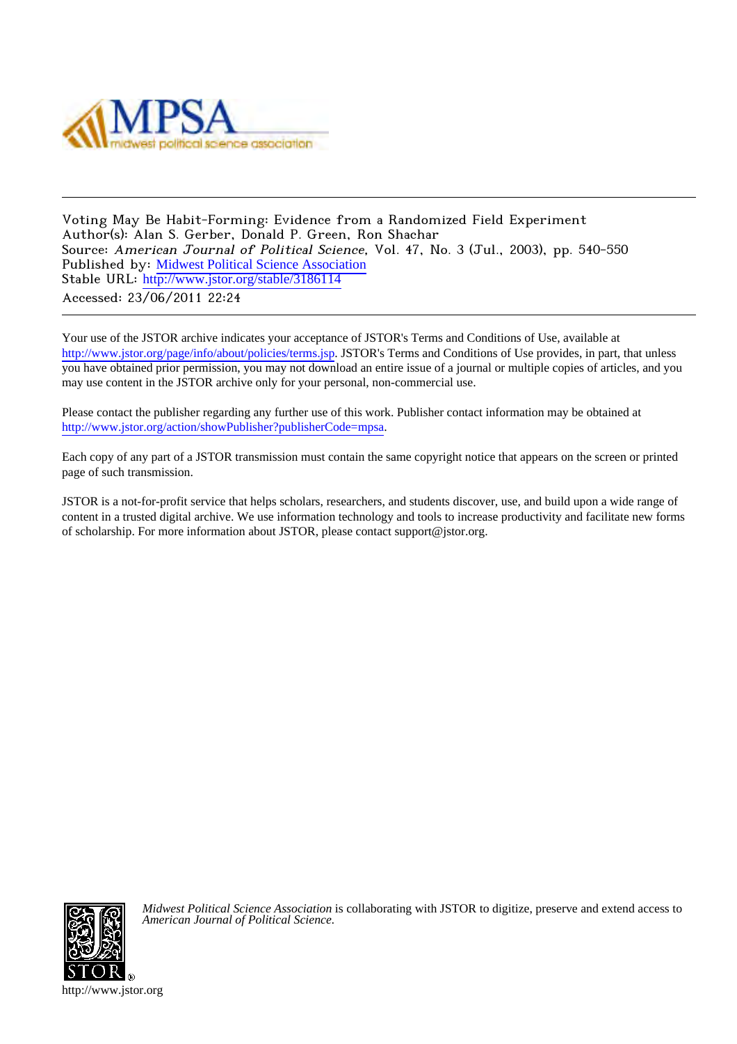Voting May Be Habit-Forming: Evidence from a Randomized Field Experiment
Author(s): Alan S. Gerber, Donald P. Green, Ron Shachar
Source: *American Journal of Political Science*, Vol. 47, No. 3 (Jul., 2003), pp. 540-550
Published by: Midwest Political Science Association
Stable URL: http://www.jstor.org/stable/3186114
Accessed: 23/06/2011 22:24

Your use of the JSTOR archive indicates your acceptance of JSTOR's Terms and Conditions of Use, available at http://www.jstor.org/page/info/about/policies/terms.jsp. JSTOR's Terms and Conditions of Use provides, in part, that unless you have obtained prior permission, you may not download an entire issue of a journal or multiple copies of articles, and you may use content in the JSTOR archive only for your personal, non-commercial use.

Please contact the publisher regarding any further use of this work. Publisher contact information may be obtained at http://www.jstor.org/action/showPublisher?publisherCode=mpsa.

Each copy of any part of a JSTOR transmission must contain the same copyright notice that appears on the screen or printed page of such transmission.

JSTOR is a not-for-profit service that helps scholars, researchers, and students discover, use, and build upon a wide range of content in a trusted digital archive. We use information technology and tools to increase productivity and facilitate new forms of scholarship. For more information about JSTOR, please contact support@jstor.org.

*Midwest Political Science Association* is collaborating with JSTOR to digitize, preserve and extend access to *American Journal of Political Science.*

http://www.jstor.org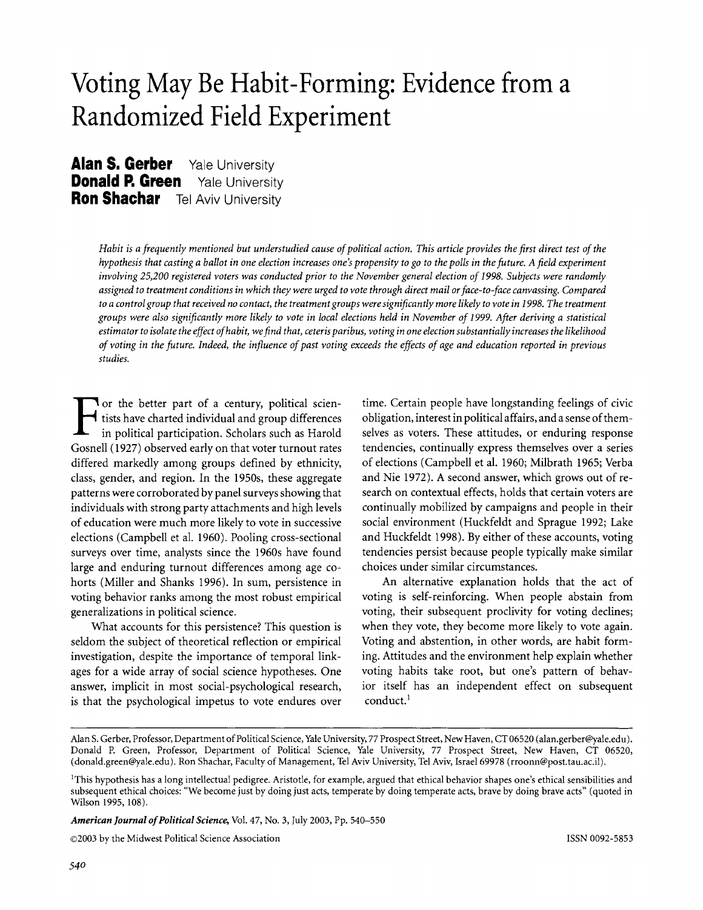# Voting May Be Habit-Forming: Evidence from a Randomized Field Experiment

**Alan S. Gerber** Yale University
**Donald P. Green** Yale University
**Ron Shachar** Tel Aviv University

*Habit is a frequently mentioned but understudied cause of political action. This article provides the first direct test of the hypothesis that casting a ballot in one election increases one's propensity to go to the polls in the future. A field experiment involving 25,200 registered voters was conducted prior to the November general election of 1998. Subjects were randomly assigned to treatment conditions in which they were urged to vote through direct mail or face-to-face canvassing. Compared to a control group that received no contact, the treatment groups were significantly more likely to vote in 1998. The treatment groups were also significantly more likely to vote in local elections held in November of 1999. After deriving a statistical estimator to isolate the effect of habit, we find that, ceteris paribus, voting in one election substantially increases the likelihood of voting in the future. Indeed, the influence of past voting exceeds the effects of age and education reported in previous studies.*

For the better part of a century, political scientists have charted individual and group differences in political participation. Scholars such as Harold Gosnell (1927) observed early on that voter turnout rates differed markedly among groups defined by ethnicity, class, gender, and region. In the 1950s, these aggregate patterns were corroborated by panel surveys showing that individuals with strong party attachments and high levels of education were much more likely to vote in successive elections (Campbell et al. 1960). Pooling cross-sectional surveys over time, analysts since the 1960s have found large and enduring turnout differences among age cohorts (Miller and Shanks 1996). In sum, persistence in voting behavior ranks among the most robust empirical generalizations in political science.

What accounts for this persistence? This question is seldom the subject of theoretical reflection or empirical investigation, despite the importance of temporal linkages for a wide array of social science hypotheses. One answer, implicit in most social-psychological research, is that the psychological impetus to vote endures over time. Certain people have longstanding feelings of civic obligation, interest in political affairs, and a sense of themselves as voters. These attitudes, or enduring response tendencies, continually express themselves over a series of elections (Campbell et al. 1960; Milbrath 1965; Verba and Nie 1972). A second answer, which grows out of research on contextual effects, holds that certain voters are continually mobilized by campaigns and people in their social environment (Huckfeldt and Sprague 1992; Lake and Huckfeldt 1998). By either of these accounts, voting tendencies persist because people typically make similar choices under similar circumstances.

An alternative explanation holds that the act of voting is self-reinforcing. When people abstain from voting, their subsequent proclivity for voting declines; when they vote, they become more likely to vote again. Voting and abstention, in other words, are habit forming. Attitudes and the environment help explain whether voting habits take root, but one's pattern of behavior itself has an independent effect on subsequent conduct.[1]

---

Alan S. Gerber, Professor, Department of Political Science, Yale University, 77 Prospect Street, New Haven, CT 06520 (alan.gerber@yale.edu). Donald P. Green, Professor, Department of Political Science, Yale University, 77 Prospect Street, New Haven, CT 06520, (donald.green@yale.edu). Ron Shachar, Faculty of Management, Tel Aviv University, Tel Aviv, Israel 69978 (rroonn@post.tau.ac.il).

[1]This hypothesis has a long intellectual pedigree. Aristotle, for example, argued that ethical behavior shapes one's ethical sensibilities and subsequent ethical choices: "We become just by doing just acts, temperate by doing temperate acts, brave by doing brave acts" (quoted in Wilson 1995, 108).

*American Journal of Political Science*, Vol. 47, No. 3, July 2003, Pp. 540–550

©2003 by the Midwest Political Science Association ISSN 0092-5853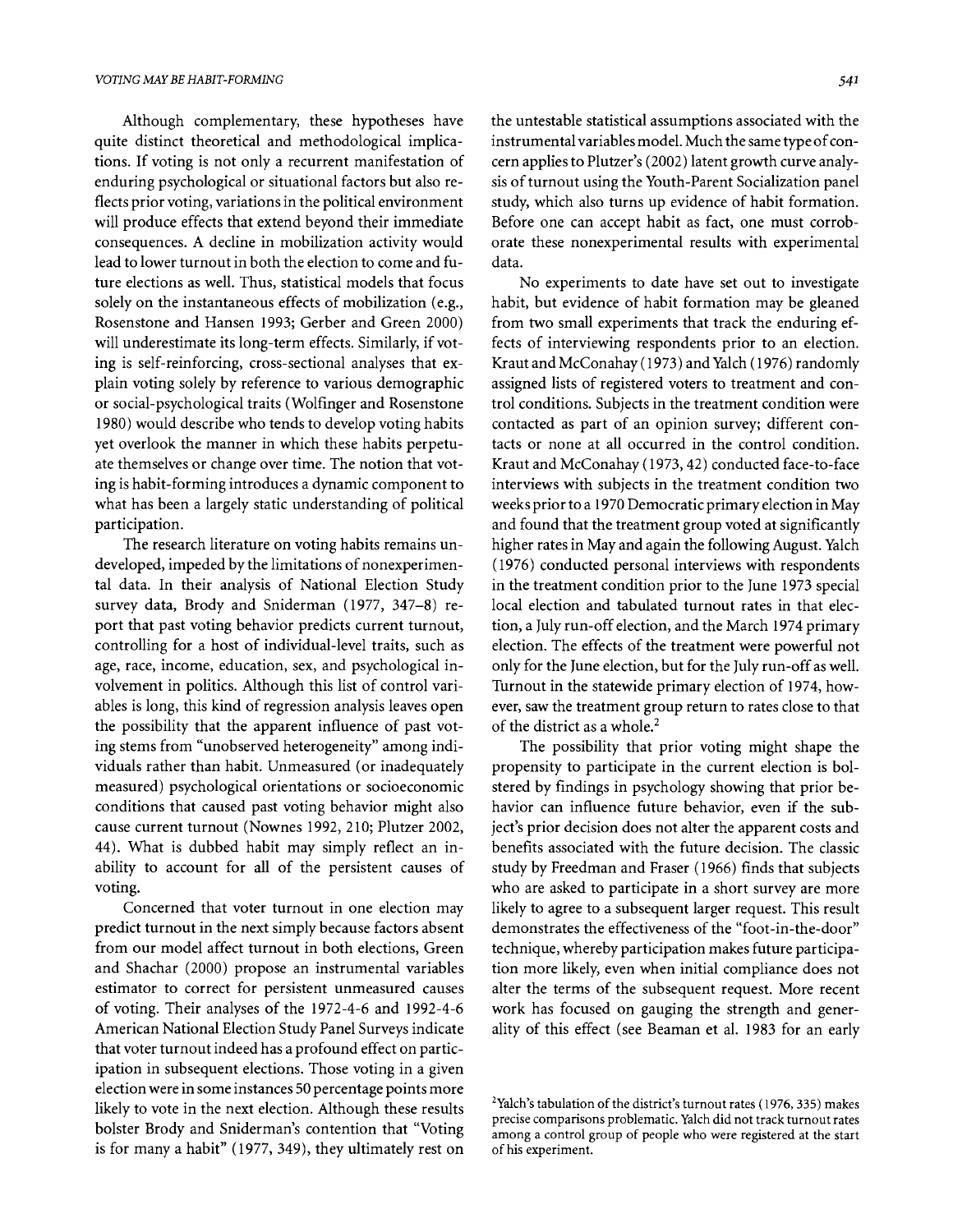Although complementary, these hypotheses have quite distinct theoretical and methodological implications. If voting is not only a recurrent manifestation of enduring psychological or situational factors but also reflects prior voting, variations in the political environment will produce effects that extend beyond their immediate consequences. A decline in mobilization activity would lead to lower turnout in both the election to come and future elections as well. Thus, statistical models that focus solely on the instantaneous effects of mobilization (e.g., Rosenstone and Hansen 1993; Gerber and Green 2000) will underestimate its long-term effects. Similarly, if voting is self-reinforcing, cross-sectional analyses that explain voting solely by reference to various demographic or social-psychological traits (Wolfinger and Rosenstone 1980) would describe who tends to develop voting habits yet overlook the manner in which these habits perpetuate themselves or change over time. The notion that voting is habit-forming introduces a dynamic component to what has been a largely static understanding of political participation.

The research literature on voting habits remains undeveloped, impeded by the limitations of nonexperimental data. In their analysis of National Election Study survey data, Brody and Sniderman (1977, 347–8) report that past voting behavior predicts current turnout, controlling for a host of individual-level traits, such as age, race, income, education, sex, and psychological involvement in politics. Although this list of control variables is long, this kind of regression analysis leaves open the possibility that the apparent influence of past voting stems from "unobserved heterogeneity" among individuals rather than habit. Unmeasured (or inadequately measured) psychological orientations or socioeconomic conditions that caused past voting behavior might also cause current turnout (Nownes 1992, 210; Plutzer 2002, 44). What is dubbed habit may simply reflect an inability to account for all of the persistent causes of voting.

Concerned that voter turnout in one election may predict turnout in the next simply because factors absent from our model affect turnout in both elections, Green and Shachar (2000) propose an instrumental variables estimator to correct for persistent unmeasured causes of voting. Their analyses of the 1972-4-6 and 1992-4-6 American National Election Study Panel Surveys indicate that voter turnout indeed has a profound effect on participation in subsequent elections. Those voting in a given election were in some instances 50 percentage points more likely to vote in the next election. Although these results bolster Brody and Sniderman's contention that "Voting is for many a habit" (1977, 349), they ultimately rest on the untestable statistical assumptions associated with the instrumental variables model. Much the same type of concern applies to Plutzer's (2002) latent growth curve analysis of turnout using the Youth-Parent Socialization panel study, which also turns up evidence of habit formation. Before one can accept habit as fact, one must corroborate these nonexperimental results with experimental data.

No experiments to date have set out to investigate habit, but evidence of habit formation may be gleaned from two small experiments that track the enduring effects of interviewing respondents prior to an election. Kraut and McConahay (1973) and Yalch (1976) randomly assigned lists of registered voters to treatment and control conditions. Subjects in the treatment condition were contacted as part of an opinion survey; different contacts or none at all occurred in the control condition. Kraut and McConahay (1973, 42) conducted face-to-face interviews with subjects in the treatment condition two weeks prior to a 1970 Democratic primary election in May and found that the treatment group voted at significantly higher rates in May and again the following August. Yalch (1976) conducted personal interviews with respondents in the treatment condition prior to the June 1973 special local election and tabulated turnout rates in that election, a July run-off election, and the March 1974 primary election. The effects of the treatment were powerful not only for the June election, but for the July run-off as well. Turnout in the statewide primary election of 1974, however, saw the treatment group return to rates close to that of the district as a whole.[2]

The possibility that prior voting might shape the propensity to participate in the current election is bolstered by findings in psychology showing that prior behavior can influence future behavior, even if the subject's prior decision does not alter the apparent costs and benefits associated with the future decision. The classic study by Freedman and Fraser (1966) finds that subjects who are asked to participate in a short survey are more likely to agree to a subsequent larger request. This result demonstrates the effectiveness of the "foot-in-the-door" technique, whereby participation makes future participation more likely, even when initial compliance does not alter the terms of the subsequent request. More recent work has focused on gauging the strength and generality of this effect (see Beaman et al. 1983 for an early

[2] Yalch's tabulation of the district's turnout rates (1976, 335) makes precise comparisons problematic. Yalch did not track turnout rates among a control group of people who were registered at the start of his experiment.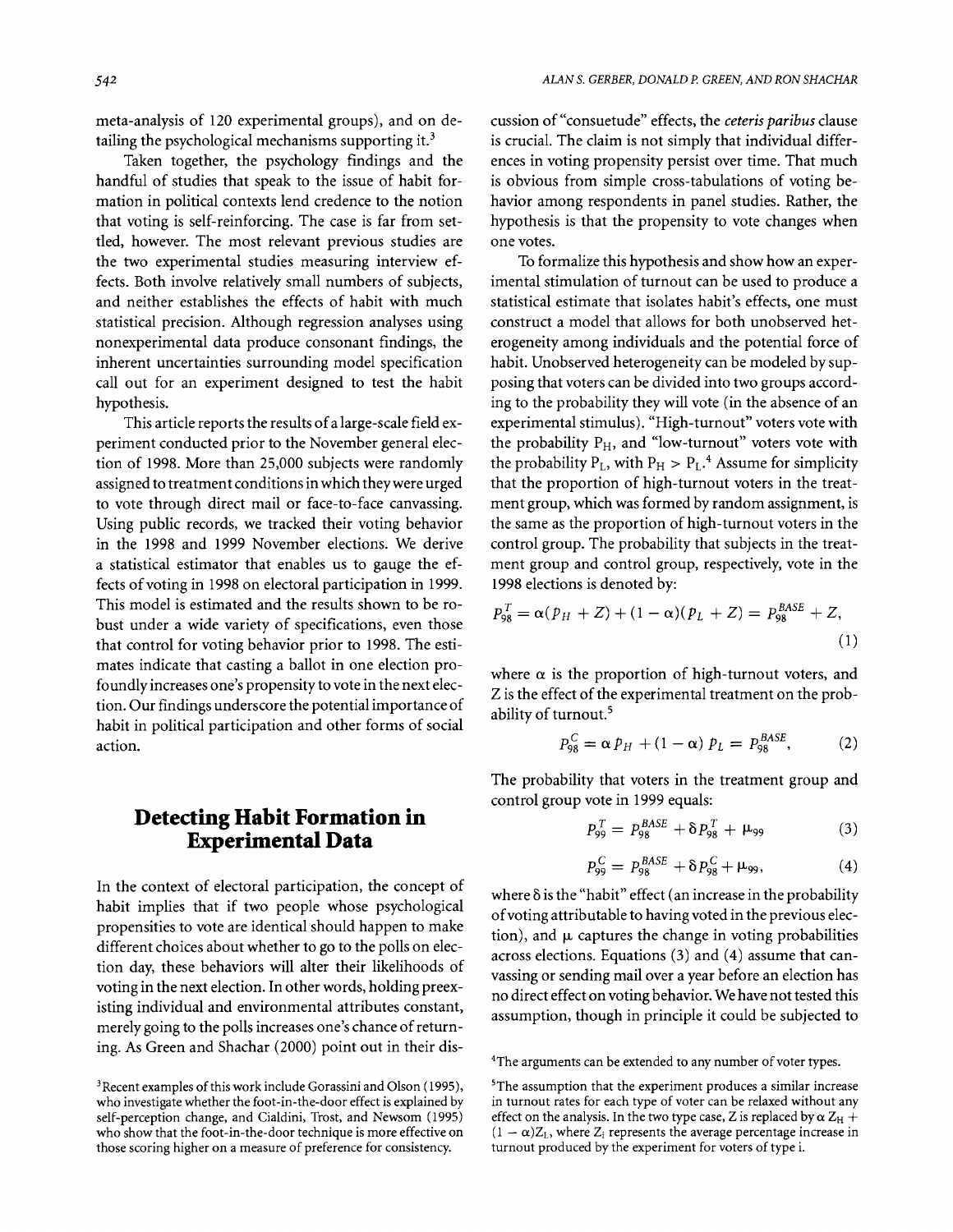meta-analysis of 120 experimental groups), and on detailing the psychological mechanisms supporting it.[3]

Taken together, the psychology findings and the handful of studies that speak to the issue of habit formation in political contexts lend credence to the notion that voting is self-reinforcing. The case is far from settled, however. The most relevant previous studies are the two experimental studies measuring interview effects. Both involve relatively small numbers of subjects, and neither establishes the effects of habit with much statistical precision. Although regression analyses using nonexperimental data produce consonant findings, the inherent uncertainties surrounding model specification call out for an experiment designed to test the habit hypothesis.

This article reports the results of a large-scale field experiment conducted prior to the November general election of 1998. More than 25,000 subjects were randomly assigned to treatment conditions in which they were urged to vote through direct mail or face-to-face canvassing. Using public records, we tracked their voting behavior in the 1998 and 1999 November elections. We derive a statistical estimator that enables us to gauge the effects of voting in 1998 on electoral participation in 1999. This model is estimated and the results shown to be robust under a wide variety of specifications, even those that control for voting behavior prior to 1998. The estimates indicate that casting a ballot in one election profoundly increases one's propensity to vote in the next election. Our findings underscore the potential importance of habit in political participation and other forms of social action.

## Detecting Habit Formation in Experimental Data

In the context of electoral participation, the concept of habit implies that if two people whose psychological propensities to vote are identical should happen to make different choices about whether to go to the polls on election day, these behaviors will alter their likelihoods of voting in the next election. In other words, holding preexisting individual and environmental attributes constant, merely going to the polls increases one's chance of returning. As Green and Shachar (2000) point out in their discussion of "consuetude" effects, the *ceteris paribus* clause is crucial. The claim is not simply that individual differences in voting propensity persist over time. That much is obvious from simple cross-tabulations of voting behavior among respondents in panel studies. Rather, the hypothesis is that the propensity to vote changes when one votes.

To formalize this hypothesis and show how an experimental stimulation of turnout can be used to produce a statistical estimate that isolates habit's effects, one must construct a model that allows for both unobserved heterogeneity among individuals and the potential force of habit. Unobserved heterogeneity can be modeled by supposing that voters can be divided into two groups according to the probability they will vote (in the absence of an experimental stimulus). "High-turnout" voters vote with the probability $P_H$, and "low-turnout" voters vote with the probability $P_L$, with $P_H > P_L$.[4] Assume for simplicity that the proportion of high-turnout voters in the treatment group, which was formed by random assignment, is the same as the proportion of high-turnout voters in the control group. The probability that subjects in the treatment group and control group, respectively, vote in the 1998 elections is denoted by:

$$P_{98}^{T} = \alpha(P_H + Z) + (1 - \alpha)(P_L + Z) = P_{98}^{BASE} + Z, \tag{1}$$

where $\alpha$ is the proportion of high-turnout voters, and Z is the effect of the experimental treatment on the probability of turnout.[5]

$$P_{98}^{C} = \alpha P_H + (1 - \alpha) P_L = P_{98}^{BASE}, \tag{2}$$

The probability that voters in the treatment group and control group vote in 1999 equals:

$$P_{99}^{T} = P_{98}^{BASE} + \delta P_{98}^{T} + \mu_{99} \tag{3}$$

$$P_{99}^{C} = P_{98}^{BASE} + \delta P_{98}^{C} + \mu_{99}, \tag{4}$$

where $\delta$ is the "habit" effect (an increase in the probability of voting attributable to having voted in the previous election), and $\mu$ captures the change in voting probabilities across elections. Equations (3) and (4) assume that canvassing or sending mail over a year before an election has no direct effect on voting behavior. We have not tested this assumption, though in principle it could be subjected to

---

[3] Recent examples of this work include Gorassini and Olson (1995), who investigate whether the foot-in-the-door effect is explained by self-perception change, and Cialdini, Trost, and Newsom (1995) who show that the foot-in-the-door technique is more effective on those scoring higher on a measure of preference for consistency.

[4] The arguments can be extended to any number of voter types.

[5] The assumption that the experiment produces a similar increase in turnout rates for each type of voter can be relaxed without any effect on the analysis. In the two type case, Z is replaced by $\alpha Z_H + (1 - \alpha)Z_L$, where $Z_i$ represents the average percentage increase in turnout produced by the experiment for voters of type i.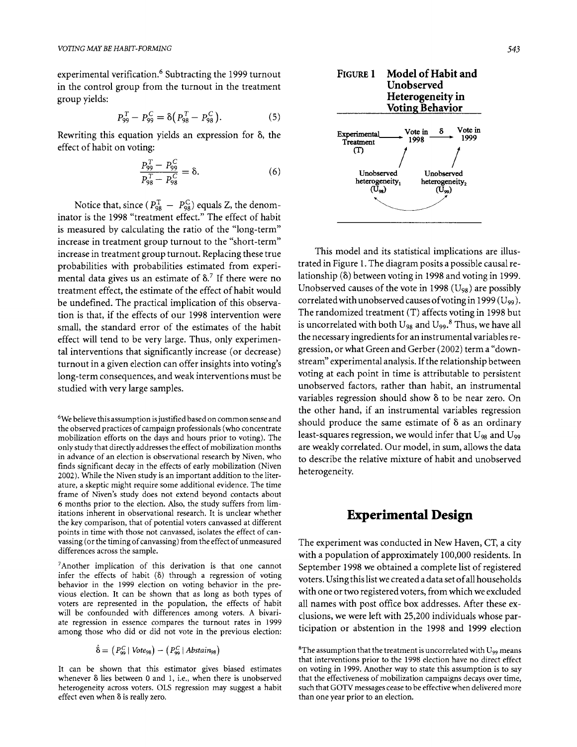experimental verification.[6] Subtracting the 1999 turnout in the control group from the turnout in the treatment group yields:

$$P_{99}^{T} - P_{99}^{C} = \delta\left(P_{98}^{T} - P_{98}^{C}\right). \qquad (5)$$

Rewriting this equation yields an expression for $\delta$, the effect of habit on voting:

$$\frac{P_{99}^{T} - P_{99}^{C}}{P_{98}^{T} - P_{98}^{C}} = \delta. \qquad (6)$$

Notice that, since $(P_{98}^{T} - P_{98}^{C})$ equals Z, the denominator is the 1998 "treatment effect." The effect of habit is measured by calculating the ratio of the "long-term" increase in treatment group turnout to the "short-term" increase in treatment group turnout. Replacing these true probabilities with probabilities estimated from experimental data gives us an estimate of $\delta$.[7] If there were no treatment effect, the estimate of the effect of habit would be undefined. The practical implication of this observation is that, if the effects of our 1998 intervention were small, the standard error of the estimates of the habit effect will tend to be very large. Thus, only experimental interventions that significantly increase (or decrease) turnout in a given election can offer insights into voting's long-term consequences, and weak interventions must be studied with very large samples.

**FIGURE 1 Model of Habit and Unobserved Heterogeneity in Voting Behavior**

Experimental Treatment (T) → Vote in 1998 —$\delta$→ Vote in 1999

Unobserved heterogeneity$_1$ ($U_{98}$) → Vote in 1998; Unobserved heterogeneity$_2$ ($U_{99}$) → Vote in 1999; $U_{98}$ ↔ $U_{99}$

This model and its statistical implications are illustrated in Figure 1. The diagram posits a possible causal relationship ($\delta$) between voting in 1998 and voting in 1999. Unobserved causes of the vote in 1998 ($U_{98}$) are possibly correlated with unobserved causes of voting in 1999 ($U_{99}$). The randomized treatment (T) affects voting in 1998 but is uncorrelated with both $U_{98}$ and $U_{99}$.[8] Thus, we have all the necessary ingredients for an instrumental variables regression, or what Green and Gerber (2002) term a "downstream" experimental analysis. If the relationship between voting at each point in time is attributable to persistent unobserved factors, rather than habit, an instrumental variables regression should show $\delta$ to be near zero. On the other hand, if an instrumental variables regression should produce the same estimate of $\delta$ as an ordinary least-squares regression, we would infer that $U_{98}$ and $U_{99}$ are weakly correlated. Our model, in sum, allows the data to describe the relative mixture of habit and unobserved heterogeneity.

## Experimental Design

The experiment was conducted in New Haven, CT, a city with a population of approximately 100,000 residents. In September 1998 we obtained a complete list of registered voters. Using this list we created a data set of all households with one or two registered voters, from which we excluded all names with post office box addresses. After these exclusions, we were left with 25,200 individuals whose participation or abstention in the 1998 and 1999 election

---

[6] We believe this assumption is justified based on common sense and the observed practices of campaign professionals (who concentrate mobilization efforts on the days and hours prior to voting). The only study that directly addresses the effect of mobilization months in advance of an election is observational research by Niven, who finds significant decay in the effects of early mobilization (Niven 2002). While the Niven study is an important addition to the literature, a skeptic might require some additional evidence. The time frame of Niven's study does not extend beyond contacts about 6 months prior to the election. Also, the study suffers from limitations inherent in observational research. It is unclear whether the key comparison, that of potential voters canvassed at different points in time with those not canvassed, isolates the effect of canvassing (or the timing of canvassing) from the effect of unmeasured differences across the sample.

[7] Another implication of this derivation is that one cannot infer the effects of habit ($\delta$) through a regression of voting behavior in the 1999 election on voting behavior in the previous election. It can be shown that as long as both types of voters are represented in the population, the effects of habit will be confounded with differences among voters. A bivariate regression in essence compares the turnout rates in 1999 among those who did or did not vote in the previous election:

$$\hat{\delta} = \left(P_{99}^{C} \mid Vote_{98}\right) - \left(P_{99}^{C} \mid Abstain_{98}\right)$$

It can be shown that this estimator gives biased estimates whenever $\delta$ lies between 0 and 1, i.e., when there is unobserved heterogeneity across voters. OLS regression may suggest a habit effect even when $\delta$ is really zero.

[8] The assumption that the treatment is uncorrelated with $U_{99}$ means that interventions prior to the 1998 election have no direct effect on voting in 1999. Another way to state this assumption is to say that the effectiveness of mobilization campaigns decays over time, such that GOTV messages cease to be effective when delivered more than one year prior to an election.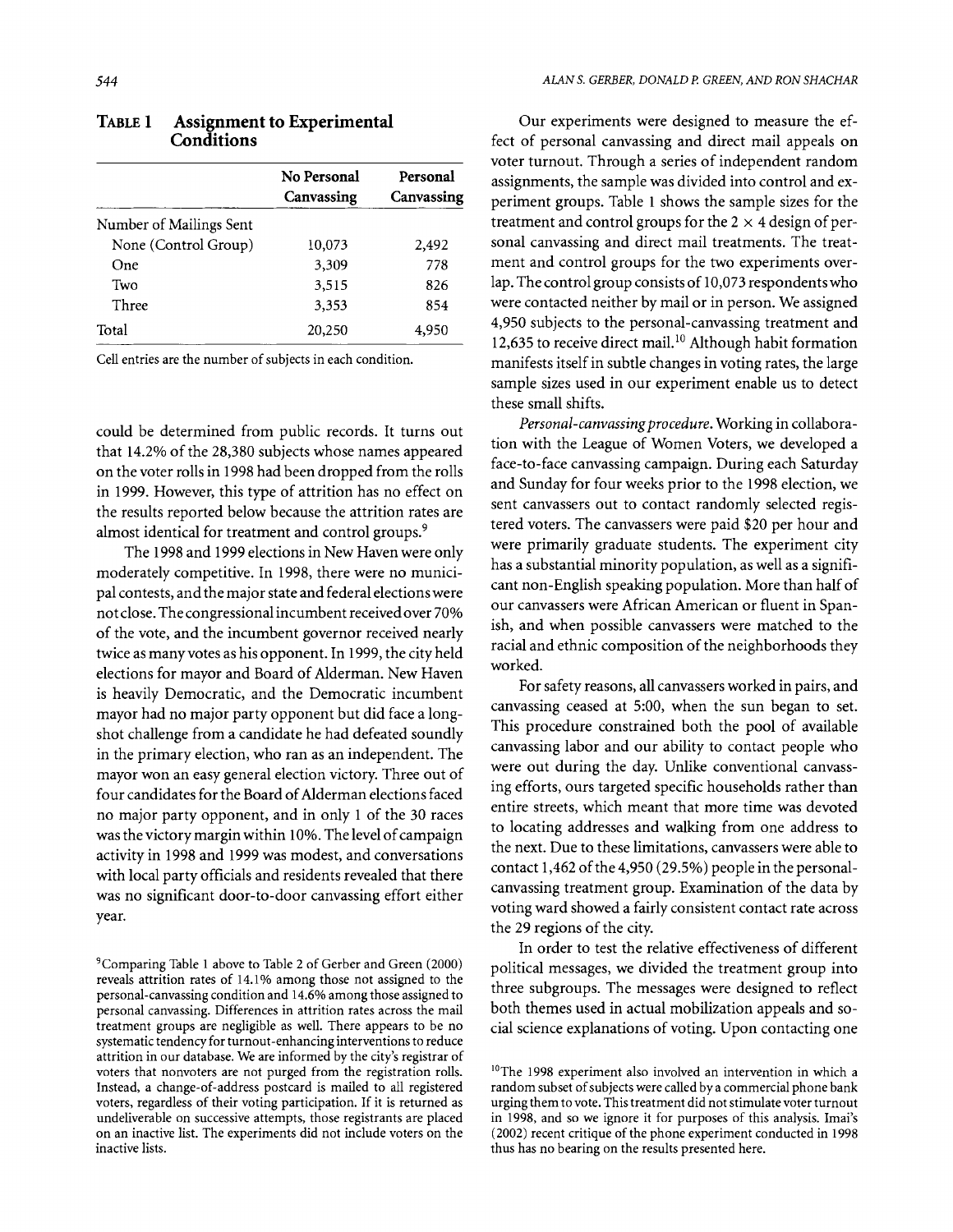**TABLE 1 Assignment to Experimental Conditions**

| | No Personal Canvassing | Personal Canvassing |
|---|---|---|
| Number of Mailings Sent | | |
| None (Control Group) | 10,073 | 2,492 |
| One | 3,309 | 778 |
| Two | 3,515 | 826 |
| Three | 3,353 | 854 |
| Total | 20,250 | 4,950 |

Cell entries are the number of subjects in each condition.

could be determined from public records. It turns out that 14.2% of the 28,380 subjects whose names appeared on the voter rolls in 1998 had been dropped from the rolls in 1999. However, this type of attrition has no effect on the results reported below because the attrition rates are almost identical for treatment and control groups.[9]

The 1998 and 1999 elections in New Haven were only moderately competitive. In 1998, there were no municipal contests, and the major state and federal elections were not close. The congressional incumbent received over 70% of the vote, and the incumbent governor received nearly twice as many votes as his opponent. In 1999, the city held elections for mayor and Board of Alderman. New Haven is heavily Democratic, and the Democratic incumbent mayor had no major party opponent but did face a long-shot challenge from a candidate he had defeated soundly in the primary election, who ran as an independent. The mayor won an easy general election victory. Three out of four candidates for the Board of Alderman elections faced no major party opponent, and in only 1 of the 30 races was the victory margin within 10%. The level of campaign activity in 1998 and 1999 was modest, and conversations with local party officials and residents revealed that there was no significant door-to-door canvassing effort either year.

Our experiments were designed to measure the effect of personal canvassing and direct mail appeals on voter turnout. Through a series of independent random assignments, the sample was divided into control and experiment groups. Table 1 shows the sample sizes for the treatment and control groups for the $2 \times 4$ design of personal canvassing and direct mail treatments. The treatment and control groups for the two experiments overlap. The control group consists of 10,073 respondents who were contacted neither by mail or in person. We assigned 4,950 subjects to the personal-canvassing treatment and 12,635 to receive direct mail.[10] Although habit formation manifests itself in subtle changes in voting rates, the large sample sizes used in our experiment enable us to detect these small shifts.

*Personal-canvassing procedure.* Working in collaboration with the League of Women Voters, we developed a face-to-face canvassing campaign. During each Saturday and Sunday for four weeks prior to the 1998 election, we sent canvassers out to contact randomly selected registered voters. The canvassers were paid $20 per hour and were primarily graduate students. The experiment city has a substantial minority population, as well as a significant non-English speaking population. More than half of our canvassers were African American or fluent in Spanish, and when possible canvassers were matched to the racial and ethnic composition of the neighborhoods they worked.

For safety reasons, all canvassers worked in pairs, and canvassing ceased at 5:00, when the sun began to set. This procedure constrained both the pool of available canvassing labor and our ability to contact people who were out during the day. Unlike conventional canvassing efforts, ours targeted specific households rather than entire streets, which meant that more time was devoted to locating addresses and walking from one address to the next. Due to these limitations, canvassers were able to contact 1,462 of the 4,950 (29.5%) people in the personal-canvassing treatment group. Examination of the data by voting ward showed a fairly consistent contact rate across the 29 regions of the city.

In order to test the relative effectiveness of different political messages, we divided the treatment group into three subgroups. The messages were designed to reflect both themes used in actual mobilization appeals and social science explanations of voting. Upon contacting one

[9] Comparing Table 1 above to Table 2 of Gerber and Green (2000) reveals attrition rates of 14.1% among those not assigned to the personal-canvassing condition and 14.6% among those assigned to personal canvassing. Differences in attrition rates across the mail treatment groups are negligible as well. There appears to be no systematic tendency for turnout-enhancing interventions to reduce attrition in our database. We are informed by the city's registrar of voters that nonvoters are not purged from the registration rolls. Instead, a change-of-address postcard is mailed to all registered voters, regardless of their voting participation. If it is returned as undeliverable on successive attempts, those registrants are placed on an inactive list. The experiments did not include voters on the inactive lists.

[10] The 1998 experiment also involved an intervention in which a random subset of subjects were called by a commercial phone bank urging them to vote. This treatment did not stimulate voter turnout in 1998, and so we ignore it for purposes of this analysis. Imai's (2002) recent critique of the phone experiment conducted in 1998 thus has no bearing on the results presented here.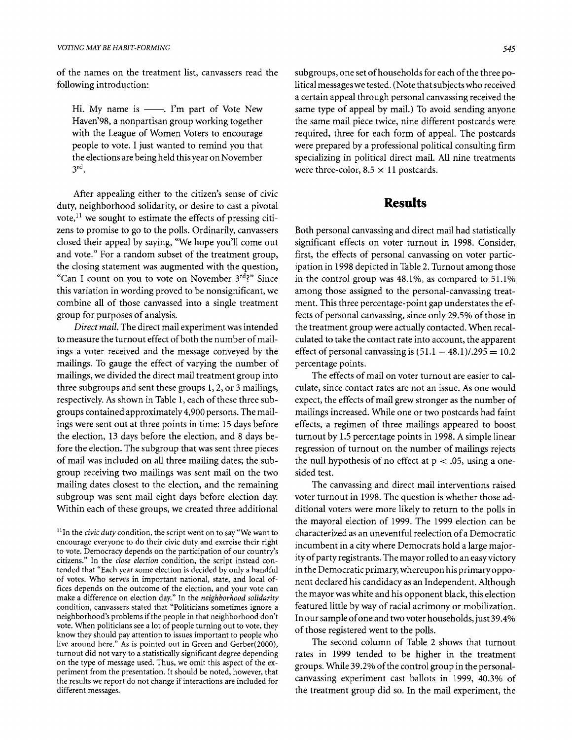of the names on the treatment list, canvassers read the following introduction:

> Hi. My name is ——. I'm part of Vote New Haven'98, a nonpartisan group working together with the League of Women Voters to encourage people to vote. I just wanted to remind you that the elections are being held this year on November 3rd.

After appealing either to the citizen's sense of civic duty, neighborhood solidarity, or desire to cast a pivotal vote,[11] we sought to estimate the effects of pressing citizens to promise to go to the polls. Ordinarily, canvassers closed their appeal by saying, "We hope you'll come out and vote." For a random subset of the treatment group, the closing statement was augmented with the question, "Can I count on you to vote on November 3rd?" Since this variation in wording proved to be nonsignificant, we combine all of those canvassed into a single treatment group for purposes of analysis.

*Direct mail.* The direct mail experiment was intended to measure the turnout effect of both the number of mailings a voter received and the message conveyed by the mailings. To gauge the effect of varying the number of mailings, we divided the direct mail treatment group into three subgroups and sent these groups 1, 2, or 3 mailings, respectively. As shown in Table 1, each of these three subgroups contained approximately 4,900 persons. The mailings were sent out at three points in time: 15 days before the election, 13 days before the election, and 8 days before the election. The subgroup that was sent three pieces of mail was included on all three mailing dates; the subgroup receiving two mailings was sent mail on the two mailing dates closest to the election, and the remaining subgroup was sent mail eight days before election day. Within each of these groups, we created three additional subgroups, one set of households for each of the three political messages we tested. (Note that subjects who received a certain appeal through personal canvassing received the same type of appeal by mail.) To avoid sending anyone the same mail piece twice, nine different postcards were required, three for each form of appeal. The postcards were prepared by a professional political consulting firm specializing in political direct mail. All nine treatments were three-color, $8.5 \times 11$ postcards.

## Results

Both personal canvassing and direct mail had statistically significant effects on voter turnout in 1998. Consider, first, the effects of personal canvassing on voter participation in 1998 depicted in Table 2. Turnout among those in the control group was 48.1%, as compared to 51.1% among those assigned to the personal-canvassing treatment. This three percentage-point gap understates the effects of personal canvassing, since only 29.5% of those in the treatment group were actually contacted. When recalculated to take the contact rate into account, the apparent effect of personal canvassing is $(51.1 - 48.1)/.295 = 10.2$ percentage points.

The effects of mail on voter turnout are easier to calculate, since contact rates are not an issue. As one would expect, the effects of mail grew stronger as the number of mailings increased. While one or two postcards had faint effects, a regimen of three mailings appeared to boost turnout by 1.5 percentage points in 1998. A simple linear regression of turnout on the number of mailings rejects the null hypothesis of no effect at $p < .05$, using a one-sided test.

The canvassing and direct mail interventions raised voter turnout in 1998. The question is whether those additional voters were more likely to return to the polls in the mayoral election of 1999. The 1999 election can be characterized as an uneventful reelection of a Democratic incumbent in a city where Democrats hold a large majority of party registrants. The mayor rolled to an easy victory in the Democratic primary, whereupon his primary opponent declared his candidacy as an Independent. Although the mayor was white and his opponent black, this election featured little by way of racial acrimony or mobilization. In our sample of one and two voter households, just 39.4% of those registered went to the polls.

The second column of Table 2 shows that turnout rates in 1999 tended to be higher in the treatment groups. While 39.2% of the control group in the personal-canvassing experiment cast ballots in 1999, 40.3% of the treatment group did so. In the mail experiment, the

[11] In the *civic duty* condition, the script went on to say "We want to encourage everyone to do their civic duty and exercise their right to vote. Democracy depends on the participation of our country's citizens." In the *close election* condition, the script instead contended that "Each year some election is decided by only a handful of votes. Who serves in important national, state, and local offices depends on the outcome of the election, and your vote can make a difference on election day." In the *neighborhood solidarity* condition, canvassers stated that "Politicians sometimes ignore a neighborhood's problems if the people in that neighborhood don't vote. When politicians see a lot of people turning out to vote, they know they should pay attention to issues important to people who live around here." As is pointed out in Green and Gerber(2000), turnout did not vary to a statistically significant degree depending on the type of message used. Thus, we omit this aspect of the experiment from the presentation. It should be noted, however, that the results we report do not change if interactions are included for different messages.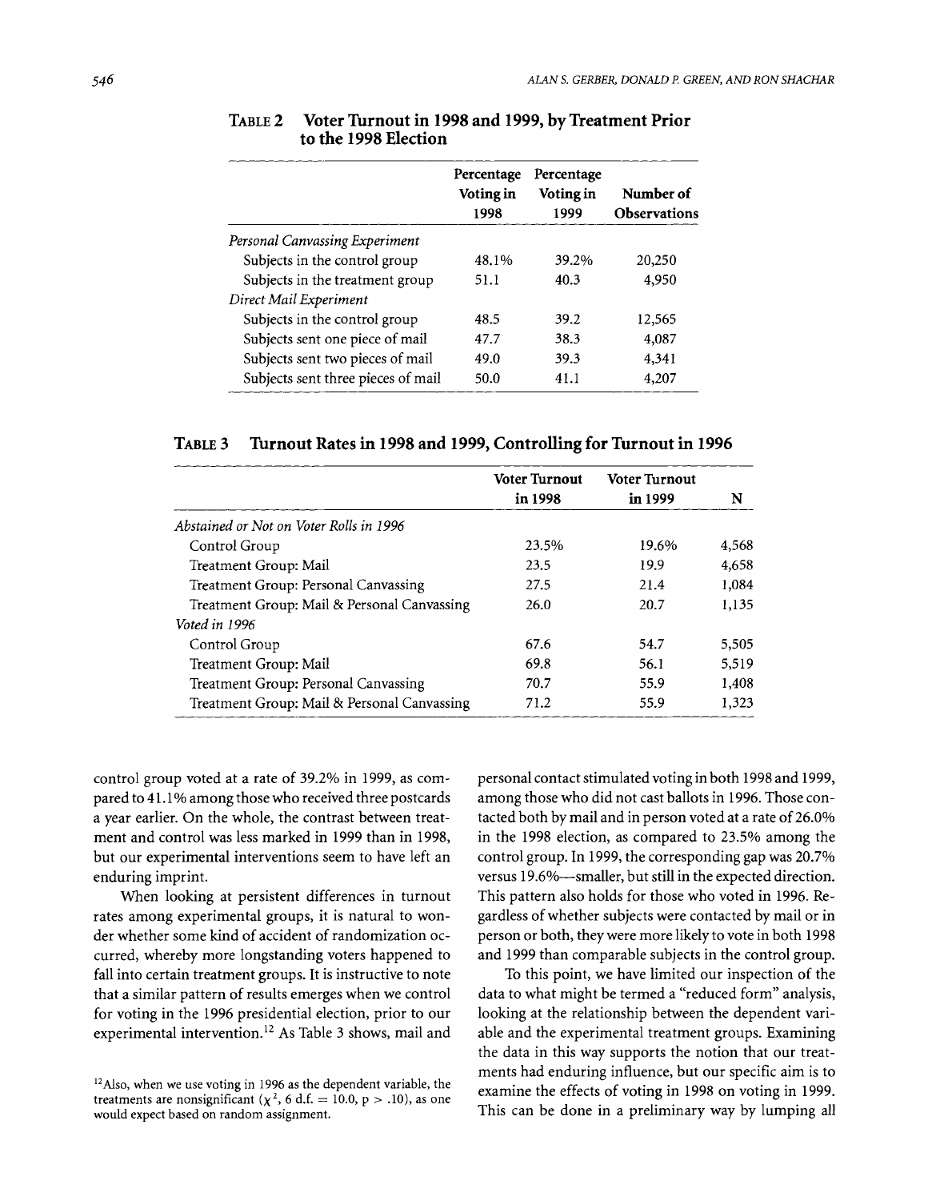**TABLE 2 Voter Turnout in 1998 and 1999, by Treatment Prior to the 1998 Election**

| | Percentage Voting in 1998 | Percentage Voting in 1999 | Number of Observations |
|---|---|---|---|
| *Personal Canvassing Experiment* | | | |
| Subjects in the control group | 48.1% | 39.2% | 20,250 |
| Subjects in the treatment group | 51.1 | 40.3 | 4,950 |
| *Direct Mail Experiment* | | | |
| Subjects in the control group | 48.5 | 39.2 | 12,565 |
| Subjects sent one piece of mail | 47.7 | 38.3 | 4,087 |
| Subjects sent two pieces of mail | 49.0 | 39.3 | 4,341 |
| Subjects sent three pieces of mail | 50.0 | 41.1 | 4,207 |

**TABLE 3 Turnout Rates in 1998 and 1999, Controlling for Turnout in 1996**

| | Voter Turnout in 1998 | Voter Turnout in 1999 | N |
|---|---|---|---|
| *Abstained or Not on Voter Rolls in 1996* | | | |
| Control Group | 23.5% | 19.6% | 4,568 |
| Treatment Group: Mail | 23.5 | 19.9 | 4,658 |
| Treatment Group: Personal Canvassing | 27.5 | 21.4 | 1,084 |
| Treatment Group: Mail & Personal Canvassing | 26.0 | 20.7 | 1,135 |
| *Voted in 1996* | | | |
| Control Group | 67.6 | 54.7 | 5,505 |
| Treatment Group: Mail | 69.8 | 56.1 | 5,519 |
| Treatment Group: Personal Canvassing | 70.7 | 55.9 | 1,408 |
| Treatment Group: Mail & Personal Canvassing | 71.2 | 55.9 | 1,323 |

control group voted at a rate of 39.2% in 1999, as compared to 41.1% among those who received three postcards a year earlier. On the whole, the contrast between treatment and control was less marked in 1999 than in 1998, but our experimental interventions seem to have left an enduring imprint.

When looking at persistent differences in turnout rates among experimental groups, it is natural to wonder whether some kind of accident of randomization occurred, whereby more longstanding voters happened to fall into certain treatment groups. It is instructive to note that a similar pattern of results emerges when we control for voting in the 1996 presidential election, prior to our experimental intervention.[12] As Table 3 shows, mail and personal contact stimulated voting in both 1998 and 1999, among those who did not cast ballots in 1996. Those contacted both by mail and in person voted at a rate of 26.0% in the 1998 election, as compared to 23.5% among the control group. In 1999, the corresponding gap was 20.7% versus 19.6%—smaller, but still in the expected direction. This pattern also holds for those who voted in 1996. Regardless of whether subjects were contacted by mail or in person or both, they were more likely to vote in both 1998 and 1999 than comparable subjects in the control group.

To this point, we have limited our inspection of the data to what might be termed a "reduced form" analysis, looking at the relationship between the dependent variable and the experimental treatment groups. Examining the data in this way supports the notion that our treatments had enduring influence, but our specific aim is to examine the effects of voting in 1998 on voting in 1999. This can be done in a preliminary way by lumping all

[12] Also, when we use voting in 1996 as the dependent variable, the treatments are nonsignificant ($\chi^2$, 6 d.f. = 10.0, $p > .10$), as one would expect based on random assignment.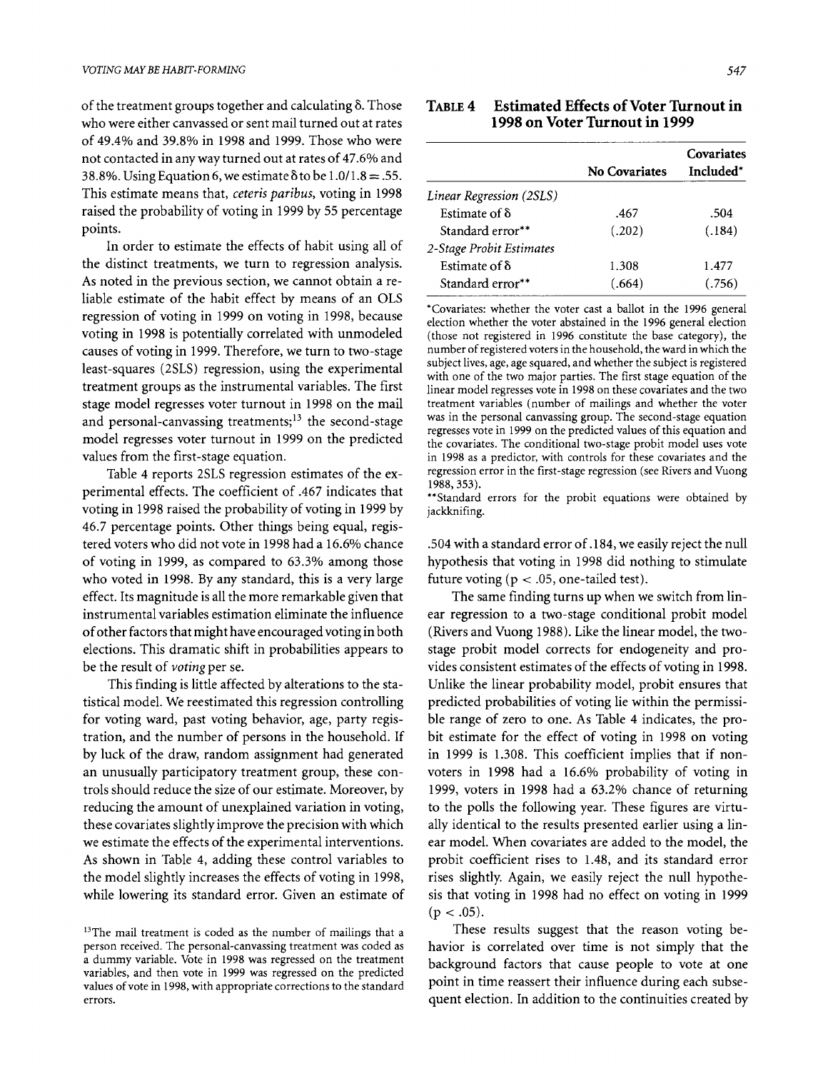of the treatment groups together and calculating δ. Those who were either canvassed or sent mail turned out at rates of 49.4% and 39.8% in 1998 and 1999. Those who were not contacted in any way turned out at rates of 47.6% and 38.8%. Using Equation 6, we estimate δ to be $1.0/1.8 = .55$. This estimate means that, *ceteris paribus*, voting in 1998 raised the probability of voting in 1999 by 55 percentage points.

In order to estimate the effects of habit using all of the distinct treatments, we turn to regression analysis. As noted in the previous section, we cannot obtain a reliable estimate of the habit effect by means of an OLS regression of voting in 1999 on voting in 1998, because voting in 1998 is potentially correlated with unmodeled causes of voting in 1999. Therefore, we turn to two-stage least-squares (2SLS) regression, using the experimental treatment groups as the instrumental variables. The first stage model regresses voter turnout in 1998 on the mail and personal-canvassing treatments;[13] the second-stage model regresses voter turnout in 1999 on the predicted values from the first-stage equation.

Table 4 reports 2SLS regression estimates of the experimental effects. The coefficient of .467 indicates that voting in 1998 raised the probability of voting in 1999 by 46.7 percentage points. Other things being equal, registered voters who did not vote in 1998 had a 16.6% chance of voting in 1999, as compared to 63.3% among those who voted in 1998. By any standard, this is a very large effect. Its magnitude is all the more remarkable given that instrumental variables estimation eliminate the influence of other factors that might have encouraged voting in both elections. This dramatic shift in probabilities appears to be the result of *voting* per se.

This finding is little affected by alterations to the statistical model. We reestimated this regression controlling for voting ward, past voting behavior, age, party registration, and the number of persons in the household. If by luck of the draw, random assignment had generated an unusually participatory treatment group, these controls should reduce the size of our estimate. Moreover, by reducing the amount of unexplained variation in voting, these covariates slightly improve the precision with which we estimate the effects of the experimental interventions. As shown in Table 4, adding these control variables to the model slightly increases the effects of voting in 1998, while lowering its standard error. Given an estimate of .504 with a standard error of .184, we easily reject the null hypothesis that voting in 1998 did nothing to stimulate future voting ($p < .05$, one-tailed test).

**TABLE 4 Estimated Effects of Voter Turnout in 1998 on Voter Turnout in 1999**

| | No Covariates | Covariates Included* |
|---|---|---|
| *Linear Regression (2SLS)* | | |
| Estimate of δ | .467 | .504 |
| Standard error** | (.202) | (.184) |
| *2-Stage Probit Estimates* | | |
| Estimate of δ | 1.308 | 1.477 |
| Standard error** | (.664) | (.756) |

*Covariates: whether the voter cast a ballot in the 1996 general election whether the voter abstained in the 1996 general election (those not registered in 1996 constitute the base category), the number of registered voters in the household, the ward in which the subject lives, age, age squared, and whether the subject is registered with one of the two major parties. The first stage equation of the linear model regresses vote in 1998 on these covariates and the two treatment variables (number of mailings and whether the voter was in the personal canvassing group. The second-stage equation regresses vote in 1999 on the predicted values of this equation and the covariates. The conditional two-stage probit model uses vote in 1998 as a predictor, with controls for these covariates and the regression error in the first-stage regression (see Rivers and Vuong 1988, 353).

**Standard errors for the probit equations were obtained by jackknifing.

The same finding turns up when we switch from linear regression to a two-stage conditional probit model (Rivers and Vuong 1988). Like the linear model, the two-stage probit model corrects for endogeneity and provides consistent estimates of the effects of voting in 1998. Unlike the linear probability model, probit ensures that predicted probabilities of voting lie within the permissible range of zero to one. As Table 4 indicates, the probit estimate for the effect of voting in 1998 on voting in 1999 is 1.308. This coefficient implies that if nonvoters in 1998 had a 16.6% probability of voting in 1999, voters in 1998 had a 63.2% chance of returning to the polls the following year. These figures are virtually identical to the results presented earlier using a linear model. When covariates are added to the model, the probit coefficient rises to 1.48, and its standard error rises slightly. Again, we easily reject the null hypothesis that voting in 1998 had no effect on voting in 1999 ($p < .05$).

These results suggest that the reason voting behavior is correlated over time is not simply that the background factors that cause people to vote at one point in time reassert their influence during each subsequent election. In addition to the continuities created by

[13] The mail treatment is coded as the number of mailings that a person received. The personal-canvassing treatment was coded as a dummy variable. Vote in 1998 was regressed on the treatment variables, and then vote in 1999 was regressed on the predicted values of vote in 1998, with appropriate corrections to the standard errors.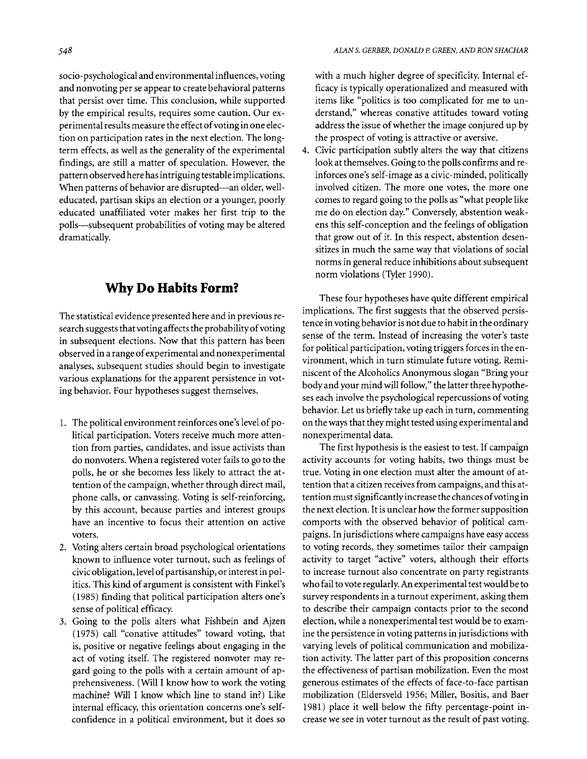socio-psychological and environmental influences, voting and nonvoting per se appear to create behavioral patterns that persist over time. This conclusion, while supported by the empirical results, requires some caution. Our experimental results measure the effect of voting in one election on participation rates in the next election. The long-term effects, as well as the generality of the experimental findings, are still a matter of speculation. However, the pattern observed here has intriguing testable implications. When patterns of behavior are disrupted—an older, well-educated, partisan skips an election or a younger, poorly educated unaffiliated voter makes her first trip to the polls—subsequent probabilities of voting may be altered dramatically.

## Why Do Habits Form?

The statistical evidence presented here and in previous research suggests that voting affects the probability of voting in subsequent elections. Now that this pattern has been observed in a range of experimental and nonexperimental analyses, subsequent studies should begin to investigate various explanations for the apparent persistence in voting behavior. Four hypotheses suggest themselves.

1. The political environment reinforces one's level of political participation. Voters receive much more attention from parties, candidates, and issue activists than do nonvoters. When a registered voter fails to go to the polls, he or she becomes less likely to attract the attention of the campaign, whether through direct mail, phone calls, or canvassing. Voting is self-reinforcing, by this account, because parties and interest groups have an incentive to focus their attention on active voters.
2. Voting alters certain broad psychological orientations known to influence voter turnout, such as feelings of civic obligation, level of partisanship, or interest in politics. This kind of argument is consistent with Finkel's (1985) finding that political participation alters one's sense of political efficacy.
3. Going to the polls alters what Fishbein and Ajzen (1975) call "conative attitudes" toward voting, that is, positive or negative feelings about engaging in the act of voting itself. The registered nonvoter may regard going to the polls with a certain amount of apprehensiveness. (Will I know how to work the voting machine? Will I know which line to stand in?) Like internal efficacy, this orientation concerns one's self-confidence in a political environment, but it does so with a much higher degree of specificity. Internal efficacy is typically operationalized and measured with items like "politics is too complicated for me to understand," whereas conative attitudes toward voting address the issue of whether the image conjured up by the prospect of voting is attractive or aversive.
4. Civic participation subtly alters the way that citizens look at themselves. Going to the polls confirms and reinforces one's self-image as a civic-minded, politically involved citizen. The more one votes, the more one comes to regard going to the polls as "what people like me do on election day." Conversely, abstention weakens this self-conception and the feelings of obligation that grow out of it. In this respect, abstention desensitizes in much the same way that violations of social norms in general reduce inhibitions about subsequent norm violations (Tyler 1990).

These four hypotheses have quite different empirical implications. The first suggests that the observed persistence in voting behavior is not due to habit in the ordinary sense of the term. Instead of increasing the voter's taste for political participation, voting triggers forces in the environment, which in turn stimulate future voting. Reminiscent of the Alcoholics Anonymous slogan "Bring your body and your mind will follow," the latter three hypotheses each involve the psychological repercussions of voting behavior. Let us briefly take up each in turn, commenting on the ways that they might tested using experimental and nonexperimental data.

The first hypothesis is the easiest to test. If campaign activity accounts for voting habits, two things must be true. Voting in one election must alter the amount of attention that a citizen receives from campaigns, and this attention must significantly increase the chances of voting in the next election. It is unclear how the former supposition comports with the observed behavior of political campaigns. In jurisdictions where campaigns have easy access to voting records, they sometimes tailor their campaign activity to target "active" voters, although their efforts to increase turnout also concentrate on party registrants who fail to vote regularly. An experimental test would be to survey respondents in a turnout experiment, asking them to describe their campaign contacts prior to the second election, while a nonexperimental test would be to examine the persistence in voting patterns in jurisdictions with varying levels of political communication and mobilization activity. The latter part of this proposition concerns the effectiveness of partisan mobilization. Even the most generous estimates of the effects of face-to-face partisan mobilization (Eldersveld 1956; Miller, Bositis, and Baer 1981) place it well below the fifty percentage-point increase we see in voter turnout as the result of past voting.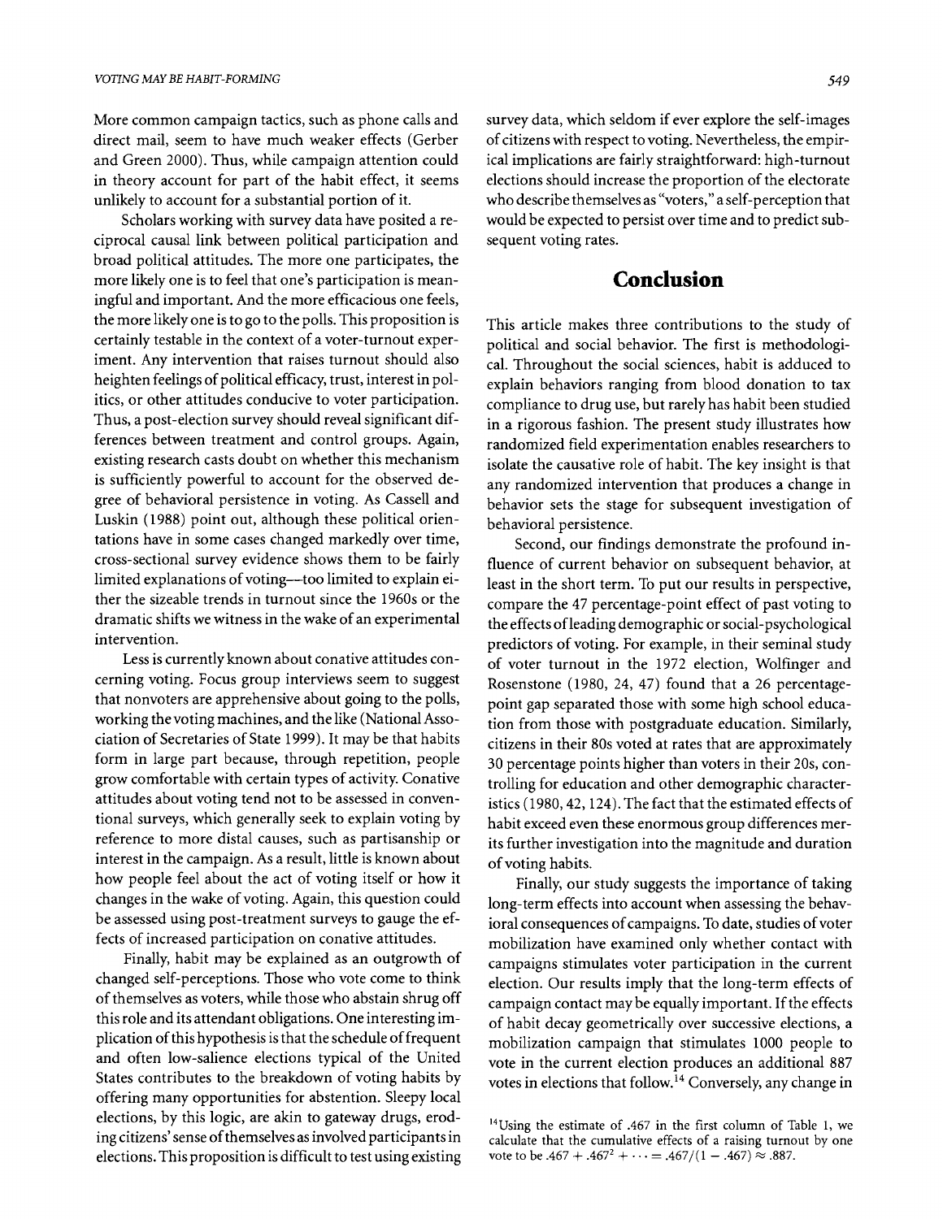More common campaign tactics, such as phone calls and direct mail, seem to have much weaker effects (Gerber and Green 2000). Thus, while campaign attention could in theory account for part of the habit effect, it seems unlikely to account for a substantial portion of it.

Scholars working with survey data have posited a reciprocal causal link between political participation and broad political attitudes. The more one participates, the more likely one is to feel that one's participation is meaningful and important. And the more efficacious one feels, the more likely one is to go to the polls. This proposition is certainly testable in the context of a voter-turnout experiment. Any intervention that raises turnout should also heighten feelings of political efficacy, trust, interest in politics, or other attitudes conducive to voter participation. Thus, a post-election survey should reveal significant differences between treatment and control groups. Again, existing research casts doubt on whether this mechanism is sufficiently powerful to account for the observed degree of behavioral persistence in voting. As Cassell and Luskin (1988) point out, although these political orientations have in some cases changed markedly over time, cross-sectional survey evidence shows them to be fairly limited explanations of voting—too limited to explain either the sizeable trends in turnout since the 1960s or the dramatic shifts we witness in the wake of an experimental intervention.

Less is currently known about conative attitudes concerning voting. Focus group interviews seem to suggest that nonvoters are apprehensive about going to the polls, working the voting machines, and the like (National Association of Secretaries of State 1999). It may be that habits form in large part because, through repetition, people grow comfortable with certain types of activity. Conative attitudes about voting tend not to be assessed in conventional surveys, which generally seek to explain voting by reference to more distal causes, such as partisanship or interest in the campaign. As a result, little is known about how people feel about the act of voting itself or how it changes in the wake of voting. Again, this question could be assessed using post-treatment surveys to gauge the effects of increased participation on conative attitudes.

Finally, habit may be explained as an outgrowth of changed self-perceptions. Those who vote come to think of themselves as voters, while those who abstain shrug off this role and its attendant obligations. One interesting implication of this hypothesis is that the schedule of frequent and often low-salience elections typical of the United States contributes to the breakdown of voting habits by offering many opportunities for abstention. Sleepy local elections, by this logic, are akin to gateway drugs, eroding citizens' sense of themselves as involved participants in elections. This proposition is difficult to test using existing survey data, which seldom if ever explore the self-images of citizens with respect to voting. Nevertheless, the empirical implications are fairly straightforward: high-turnout elections should increase the proportion of the electorate who describe themselves as "voters," a self-perception that would be expected to persist over time and to predict subsequent voting rates.

## Conclusion

This article makes three contributions to the study of political and social behavior. The first is methodological. Throughout the social sciences, habit is adduced to explain behaviors ranging from blood donation to tax compliance to drug use, but rarely has habit been studied in a rigorous fashion. The present study illustrates how randomized field experimentation enables researchers to isolate the causative role of habit. The key insight is that any randomized intervention that produces a change in behavior sets the stage for subsequent investigation of behavioral persistence.

Second, our findings demonstrate the profound influence of current behavior on subsequent behavior, at least in the short term. To put our results in perspective, compare the 47 percentage-point effect of past voting to the effects of leading demographic or social-psychological predictors of voting. For example, in their seminal study of voter turnout in the 1972 election, Wolfinger and Rosenstone (1980, 24, 47) found that a 26 percentage-point gap separated those with some high school education from those with postgraduate education. Similarly, citizens in their 80s voted at rates that are approximately 30 percentage points higher than voters in their 20s, controlling for education and other demographic characteristics (1980, 42, 124). The fact that the estimated effects of habit exceed even these enormous group differences merits further investigation into the magnitude and duration of voting habits.

Finally, our study suggests the importance of taking long-term effects into account when assessing the behavioral consequences of campaigns. To date, studies of voter mobilization have examined only whether contact with campaigns stimulates voter participation in the current election. Our results imply that the long-term effects of campaign contact may be equally important. If the effects of habit decay geometrically over successive elections, a mobilization campaign that stimulates 1000 people to vote in the current election produces an additional 887 votes in elections that follow.[14] Conversely, any change in

[14] Using the estimate of .467 in the first column of Table 1, we calculate that the cumulative effects of a raising turnout by one vote to be $.467 + .467^2 + \cdots = .467/(1 - .467) \approx .887$.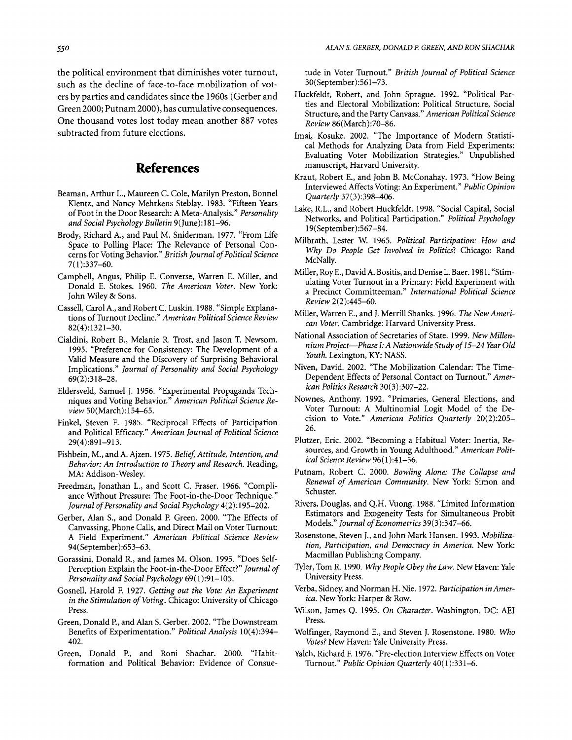the political environment that diminishes voter turnout, such as the decline of face-to-face mobilization of voters by parties and candidates since the 1960s (Gerber and Green 2000; Putnam 2000), has cumulative consequences. One thousand votes lost today mean another 887 votes subtracted from future elections.

## References

Beaman, Arthur L., Maureen C. Cole, Marilyn Preston, Bonnel Klentz, and Nancy Mehrkens Steblay. 1983. "Fifteen Years of Foot in the Door Research: A Meta-Analysis." *Personality and Social Psychology Bulletin* 9(June):181–96.

Brody, Richard A., and Paul M. Sniderman. 1977. "From Life Space to Polling Place: The Relevance of Personal Concerns for Voting Behavior." *British Journal of Political Science* 7(1):337–60.

Campbell, Angus, Philip E. Converse, Warren E. Miller, and Donald E. Stokes. 1960. *The American Voter*. New York: John Wiley & Sons.

Cassell, Carol A., and Robert C. Luskin. 1988. "Simple Explanations of Turnout Decline." *American Political Science Review* 82(4):1321–30.

Cialdini, Robert B., Melanie R. Trost, and Jason T. Newsom. 1995. "Preference for Consistency: The Development of a Valid Measure and the Discovery of Surprising Behavioral Implications." *Journal of Personality and Social Psychology* 69(2):318–28.

Eldersveld, Samuel J. 1956. "Experimental Propaganda Techniques and Voting Behavior." *American Political Science Review* 50(March):154–65.

Finkel, Steven E. 1985. "Reciprocal Effects of Participation and Political Efficacy." *American Journal of Political Science* 29(4):891–913.

Fishbein, M., and A. Ajzen. 1975. *Belief, Attitude, Intention, and Behavior: An Introduction to Theory and Research*. Reading, MA: Addison-Wesley.

Freedman, Jonathan L., and Scott C. Fraser. 1966. "Compliance Without Pressure: The Foot-in-the-Door Technique." *Journal of Personality and Social Psychology* 4(2):195–202.

Gerber, Alan S., and Donald P. Green. 2000. "The Effects of Canvassing, Phone Calls, and Direct Mail on Voter Turnout: A Field Experiment." *American Political Science Review* 94(September):653–63.

Gorassini, Donald R., and James M. Olson. 1995. "Does Self-Perception Explain the Foot-in-the-Door Effect?" *Journal of Personality and Social Psychology* 69(1):91–105.

Gosnell, Harold F. 1927. *Getting out the Vote: An Experiment in the Stimulation of Voting*. Chicago: University of Chicago Press.

Green, Donald P., and Alan S. Gerber. 2002. "The Downstream Benefits of Experimentation." *Political Analysis* 10(4):394–402.

Green, Donald P., and Roni Shachar. 2000. "Habit-formation and Political Behavior: Evidence of Consuetude in Voter Turnout." *British Journal of Political Science* 30(September):561–73.

Huckfeldt, Robert, and John Sprague. 1992. "Political Parties and Electoral Mobilization: Political Structure, Social Structure, and the Party Canvass." *American Political Science Review* 86(March):70–86.

Imai, Kosuke. 2002. "The Importance of Modern Statistical Methods for Analyzing Data from Field Experiments: Evaluating Voter Mobilization Strategies." Unpublished manuscript, Harvard University.

Kraut, Robert E., and John B. McConahay. 1973. "How Being Interviewed Affects Voting: An Experiment." *Public Opinion Quarterly* 37(3):398–406.

Lake, R.L., and Robert Huckfeldt. 1998. "Social Capital, Social Networks, and Political Participation." *Political Psychology* 19(September):567–84.

Milbrath, Lester W. 1965. *Political Participation: How and Why Do People Get Involved in Politics*? Chicago: Rand McNally.

Miller, Roy E., David A. Bositis, and Denise L. Baer. 1981. "Stimulating Voter Turnout in a Primary: Field Experiment with a Precinct Committeeman." *International Political Science Review* 2(2):445–60.

Miller, Warren E., and J. Merrill Shanks. 1996. *The New American Voter*. Cambridge: Harvard University Press.

National Association of Secretaries of State. 1999. *New Millennium Project—Phase I: A Nationwide Study of 15–24 Year Old Youth*. Lexington, KY: NASS.

Niven, David. 2002. "The Mobilization Calendar: The Time-Dependent Effects of Personal Contact on Turnout." *American Politics Research* 30(3):307–22.

Nownes, Anthony. 1992. "Primaries, General Elections, and Voter Turnout: A Multinomial Logit Model of the Decision to Vote." *American Politics Quarterly* 20(2):205–26.

Plutzer, Eric. 2002. "Becoming a Habitual Voter: Inertia, Resources, and Growth in Young Adulthood." *American Political Science Review* 96(1):41–56.

Putnam, Robert C. 2000. *Bowling Alone: The Collapse and Renewal of American Community*. New York: Simon and Schuster.

Rivers, Douglas, and Q.H. Vuong. 1988. "Limited Information Estimators and Exogeneity Tests for Simultaneous Probit Models." *Journal of Econometrics* 39(3):347–66.

Rosenstone, Steven J., and John Mark Hansen. 1993. *Mobilization, Participation, and Democracy in America*. New York: Macmillan Publishing Company.

Tyler, Tom R. 1990. *Why People Obey the Law*. New Haven: Yale University Press.

Verba, Sidney, and Norman H. Nie. 1972. *Participation in America*. New York: Harper & Row.

Wilson, James Q. 1995. *On Character*. Washington, DC: AEI Press.

Wolfinger, Raymond E., and Steven J. Rosenstone. 1980. *Who Votes?* New Haven: Yale University Press.

Yalch, Richard F. 1976. "Pre-election Interview Effects on Voter Turnout." *Public Opinion Quarterly* 40(1):331–6.